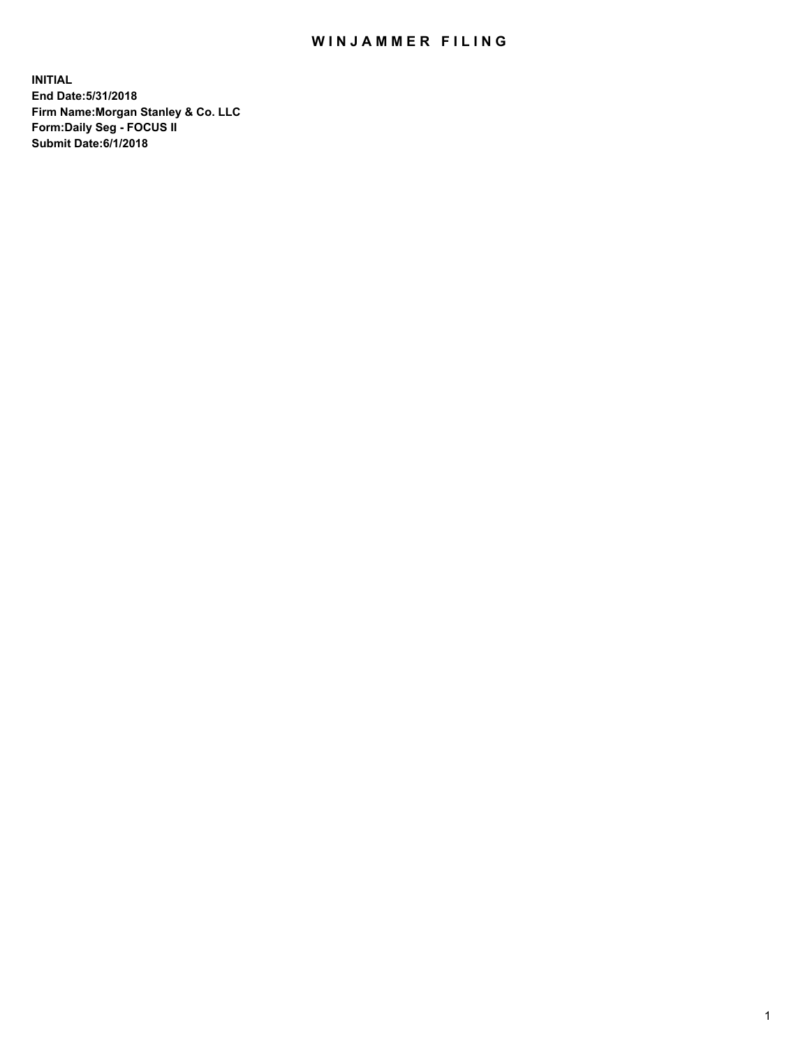# WINJAMMER FILING

**INITIAL**
**End Date:5/31/2018**
**Firm Name:Morgan Stanley & Co. LLC**
**Form:Daily Seg - FOCUS II**
**Submit Date:6/1/2018**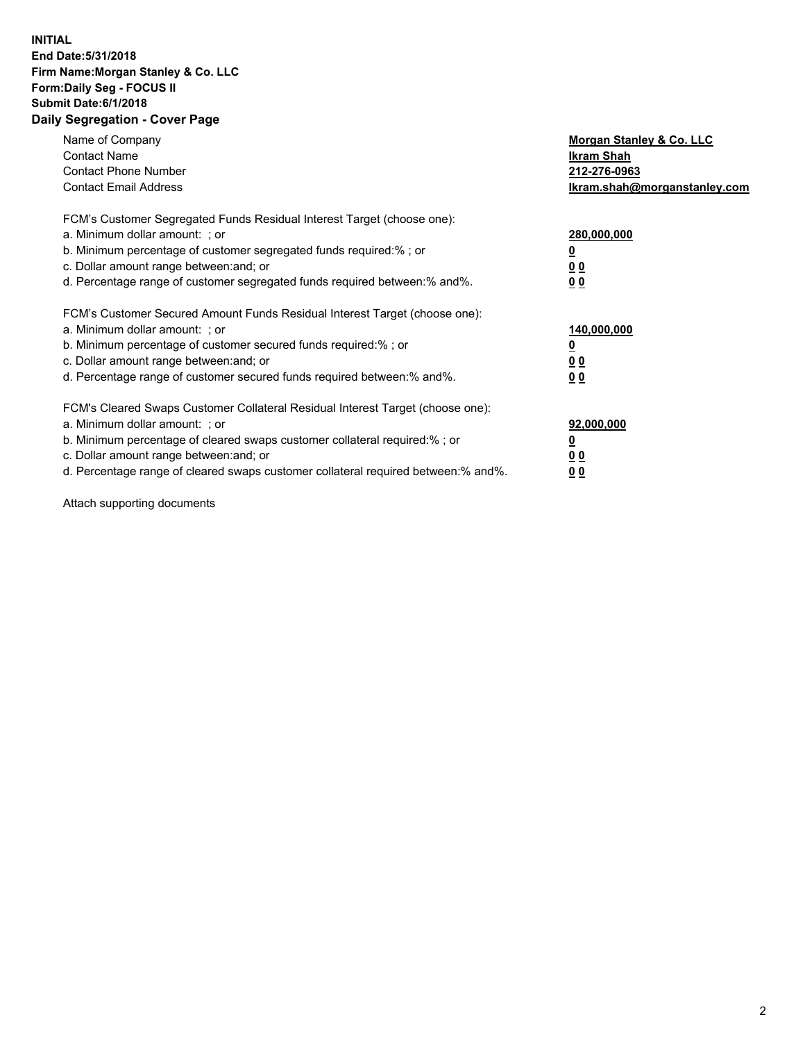**INITIAL**
**End Date:5/31/2018**
**Firm Name:Morgan Stanley & Co. LLC**
**Form:Daily Seg - FOCUS II**
**Submit Date:6/1/2018**

## Daily Segregation - Cover Page

| | |
|---|---|
| Name of Company | **Morgan Stanley & Co. LLC** |
| Contact Name | **Ikram Shah** |
| Contact Phone Number | **212-276-0963** |
| Contact Email Address | **Ikram.shah@morganstanley.com** |

| | |
|---|---|
| FCM's Customer Segregated Funds Residual Interest Target (choose one): | |
| a. Minimum dollar amount: ; or | **280,000,000** |
| b. Minimum percentage of customer segregated funds required:% ; or | **0** |
| c. Dollar amount range between:and; or | **0 0** |
| d. Percentage range of customer segregated funds required between:% and%. | **0 0** |

| | |
|---|---|
| FCM's Customer Secured Amount Funds Residual Interest Target (choose one): | |
| a. Minimum dollar amount: ; or | **140,000,000** |
| b. Minimum percentage of customer secured funds required:% ; or | **0** |
| c. Dollar amount range between:and; or | **0 0** |
| d. Percentage range of customer secured funds required between:% and%. | **0 0** |

| | |
|---|---|
| FCM's Cleared Swaps Customer Collateral Residual Interest Target (choose one): | |
| a. Minimum dollar amount: ; or | **92,000,000** |
| b. Minimum percentage of cleared swaps customer collateral required:% ; or | **0** |
| c. Dollar amount range between:and; or | **0 0** |
| d. Percentage range of cleared swaps customer collateral required between:% and%. | **0 0** |

Attach supporting documents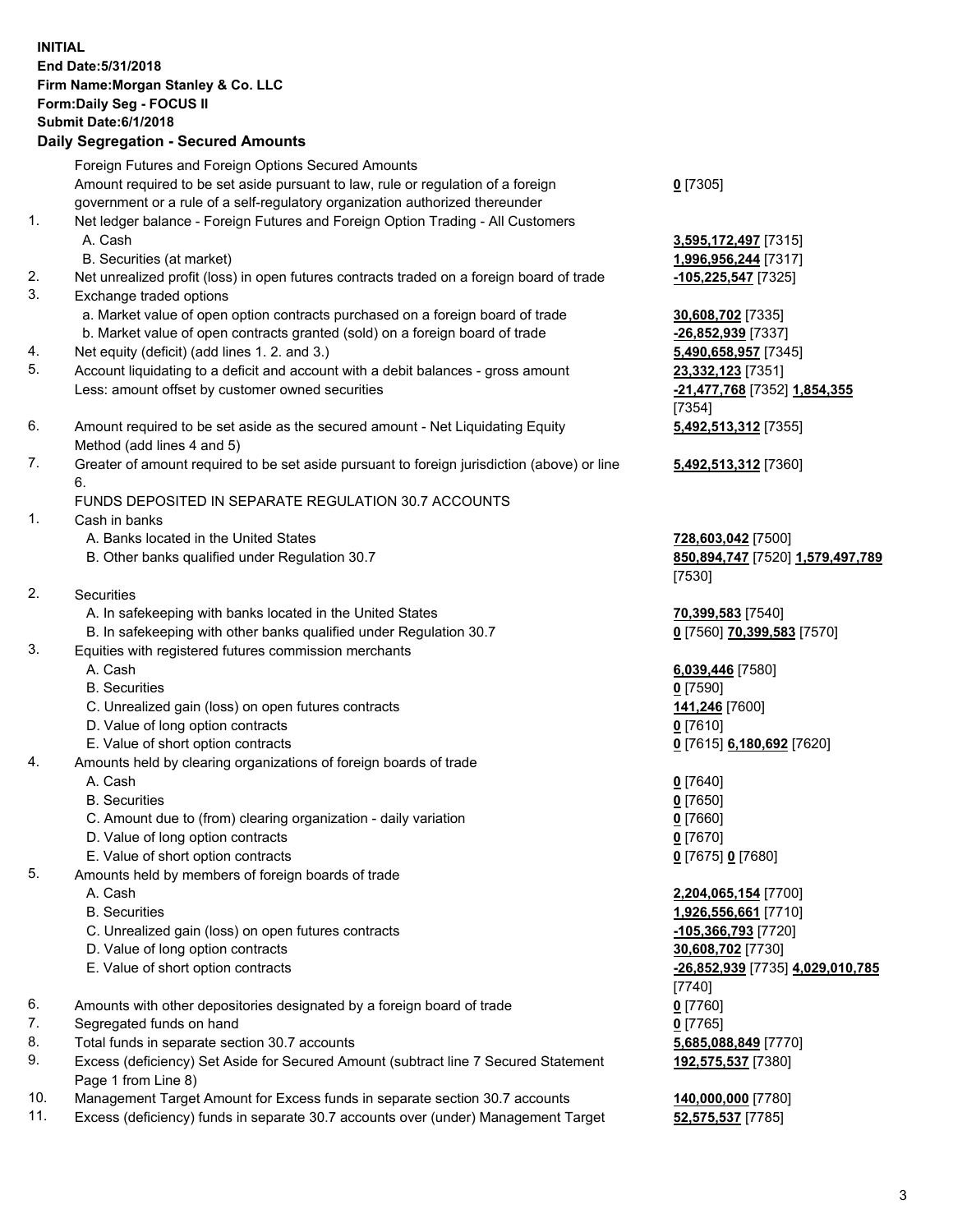**INITIAL**
**End Date:5/31/2018**
**Firm Name:Morgan Stanley & Co. LLC**
**Form:Daily Seg - FOCUS II**
**Submit Date:6/1/2018**
**Daily Segregation - Secured Amounts**

| | | |
|---|---|---|
| | Foreign Futures and Foreign Options Secured Amounts | |
| | Amount required to be set aside pursuant to law, rule or regulation of a foreign government or a rule of a self-regulatory organization authorized thereunder | **0** [7305] |
| 1. | Net ledger balance - Foreign Futures and Foreign Option Trading - All Customers | |
| | A. Cash | **3,595,172,497** [7315] |
| | B. Securities (at market) | **1,996,956,244** [7317] |
| 2. | Net unrealized profit (loss) in open futures contracts traded on a foreign board of trade | **-105,225,547** [7325] |
| 3. | Exchange traded options | |
| | a. Market value of open option contracts purchased on a foreign board of trade | **30,608,702** [7335] |
| | b. Market value of open contracts granted (sold) on a foreign board of trade | **-26,852,939** [7337] |
| 4. | Net equity (deficit) (add lines 1. 2. and 3.) | **5,490,658,957** [7345] |
| 5. | Account liquidating to a deficit and account with a debit balances - gross amount | **23,332,123** [7351] |
| | Less: amount offset by customer owned securities | **-21,477,768** [7352] **1,854,355** [7354] |
| 6. | Amount required to be set aside as the secured amount - Net Liquidating Equity Method (add lines 4 and 5) | **5,492,513,312** [7355] |
| 7. | Greater of amount required to be set aside pursuant to foreign jurisdiction (above) or line 6. | **5,492,513,312** [7360] |
| | FUNDS DEPOSITED IN SEPARATE REGULATION 30.7 ACCOUNTS | |
| 1. | Cash in banks | |
| | A. Banks located in the United States | **728,603,042** [7500] |
| | B. Other banks qualified under Regulation 30.7 | **850,894,747** [7520] **1,579,497,789** [7530] |
| 2. | Securities | |
| | A. In safekeeping with banks located in the United States | **70,399,583** [7540] |
| | B. In safekeeping with other banks qualified under Regulation 30.7 | **0** [7560] **70,399,583** [7570] |
| 3. | Equities with registered futures commission merchants | |
| | A. Cash | **6,039,446** [7580] |
| | B. Securities | **0** [7590] |
| | C. Unrealized gain (loss) on open futures contracts | **141,246** [7600] |
| | D. Value of long option contracts | **0** [7610] |
| | E. Value of short option contracts | **0** [7615] **6,180,692** [7620] |
| 4. | Amounts held by clearing organizations of foreign boards of trade | |
| | A. Cash | **0** [7640] |
| | B. Securities | **0** [7650] |
| | C. Amount due to (from) clearing organization - daily variation | **0** [7660] |
| | D. Value of long option contracts | **0** [7670] |
| | E. Value of short option contracts | **0** [7675] **0** [7680] |
| 5. | Amounts held by members of foreign boards of trade | |
| | A. Cash | **2,204,065,154** [7700] |
| | B. Securities | **1,926,556,661** [7710] |
| | C. Unrealized gain (loss) on open futures contracts | **-105,366,793** [7720] |
| | D. Value of long option contracts | **30,608,702** [7730] |
| | E. Value of short option contracts | **-26,852,939** [7735] **4,029,010,785** [7740] |
| 6. | Amounts with other depositories designated by a foreign board of trade | **0** [7760] |
| 7. | Segregated funds on hand | **0** [7765] |
| 8. | Total funds in separate section 30.7 accounts | **5,685,088,849** [7770] |
| 9. | Excess (deficiency) Set Aside for Secured Amount (subtract line 7 Secured Statement Page 1 from Line 8) | **192,575,537** [7380] |
| 10. | Management Target Amount for Excess funds in separate section 30.7 accounts | **140,000,000** [7780] |
| 11. | Excess (deficiency) funds in separate 30.7 accounts over (under) Management Target | **52,575,537** [7785] |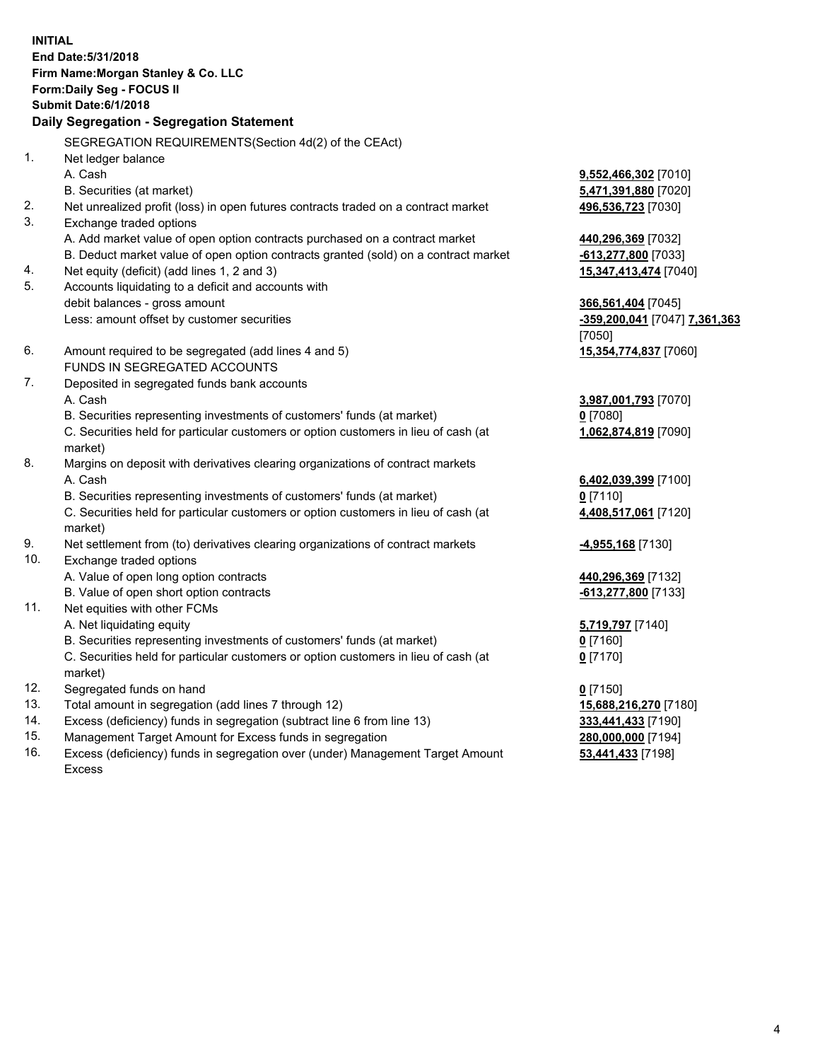**INITIAL**
**End Date:5/31/2018**
**Firm Name:Morgan Stanley & Co. LLC**
**Form:Daily Seg - FOCUS II**
**Submit Date:6/1/2018**

**Daily Segregation - Segregation Statement**

| | | |
|---|---|---|
| | SEGREGATION REQUIREMENTS(Section 4d(2) of the CEAct) | |
| 1. | Net ledger balance | |
| | A. Cash | **9,552,466,302** [7010] |
| | B. Securities (at market) | **5,471,391,880** [7020] |
| 2. | Net unrealized profit (loss) in open futures contracts traded on a contract market | **496,536,723** [7030] |
| 3. | Exchange traded options | |
| | A. Add market value of open option contracts purchased on a contract market | **440,296,369** [7032] |
| | B. Deduct market value of open option contracts granted (sold) on a contract market | **-613,277,800** [7033] |
| 4. | Net equity (deficit) (add lines 1, 2 and 3) | **15,347,413,474** [7040] |
| 5. | Accounts liquidating to a deficit and accounts with debit balances - gross amount | **366,561,404** [7045] |
| | Less: amount offset by customer securities | **-359,200,041** [7047] **7,361,363** [7050] |
| 6. | Amount required to be segregated (add lines 4 and 5) | **15,354,774,837** [7060] |
| | FUNDS IN SEGREGATED ACCOUNTS | |
| 7. | Deposited in segregated funds bank accounts | |
| | A. Cash | **3,987,001,793** [7070] |
| | B. Securities representing investments of customers' funds (at market) | **0** [7080] |
| | C. Securities held for particular customers or option customers in lieu of cash (at market) | **1,062,874,819** [7090] |
| 8. | Margins on deposit with derivatives clearing organizations of contract markets | |
| | A. Cash | **6,402,039,399** [7100] |
| | B. Securities representing investments of customers' funds (at market) | **0** [7110] |
| | C. Securities held for particular customers or option customers in lieu of cash (at market) | **4,408,517,061** [7120] |
| 9. | Net settlement from (to) derivatives clearing organizations of contract markets | **-4,955,168** [7130] |
| 10. | Exchange traded options | |
| | A. Value of open long option contracts | **440,296,369** [7132] |
| | B. Value of open short option contracts | **-613,277,800** [7133] |
| 11. | Net equities with other FCMs | |
| | A. Net liquidating equity | **5,719,797** [7140] |
| | B. Securities representing investments of customers' funds (at market) | **0** [7160] |
| | C. Securities held for particular customers or option customers in lieu of cash (at market) | **0** [7170] |
| 12. | Segregated funds on hand | **0** [7150] |
| 13. | Total amount in segregation (add lines 7 through 12) | **15,688,216,270** [7180] |
| 14. | Excess (deficiency) funds in segregation (subtract line 6 from line 13) | **333,441,433** [7190] |
| 15. | Management Target Amount for Excess funds in segregation | **280,000,000** [7194] |
| 16. | Excess (deficiency) funds in segregation over (under) Management Target Amount Excess | **53,441,433** [7198] |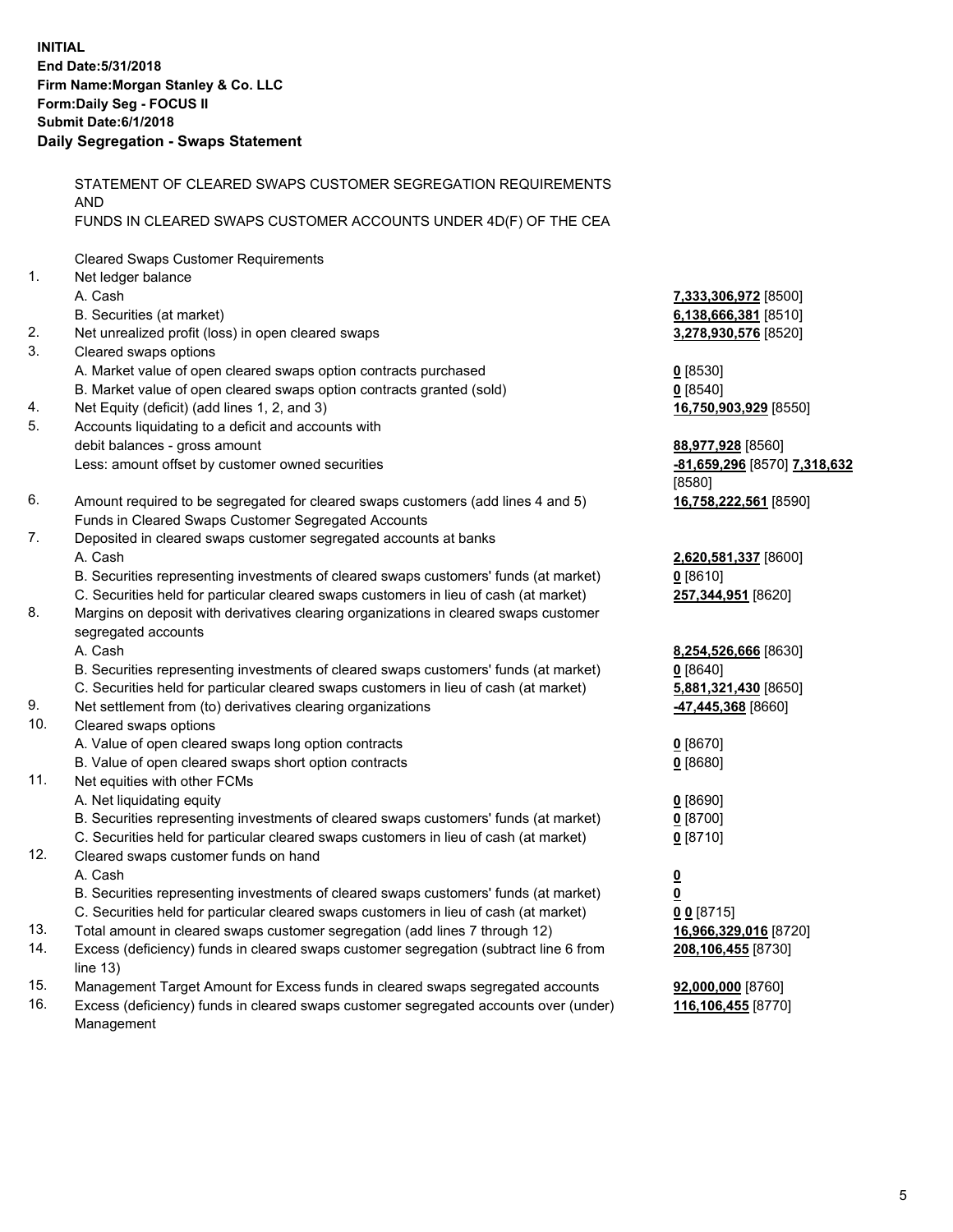**INITIAL**
**End Date:5/31/2018**
**Firm Name:Morgan Stanley & Co. LLC**
**Form:Daily Seg - FOCUS II**
**Submit Date:6/1/2018**
**Daily Segregation - Swaps Statement**

STATEMENT OF CLEARED SWAPS CUSTOMER SEGREGATION REQUIREMENTS AND FUNDS IN CLEARED SWAPS CUSTOMER ACCOUNTS UNDER 4D(F) OF THE CEA

| | | |
|---|---|---|
| | Cleared Swaps Customer Requirements | |
| 1. | Net ledger balance | |
| | A. Cash | **7,333,306,972** [8500] |
| | B. Securities (at market) | **6,138,666,381** [8510] |
| 2. | Net unrealized profit (loss) in open cleared swaps | **3,278,930,576** [8520] |
| 3. | Cleared swaps options | |
| | A. Market value of open cleared swaps option contracts purchased | **0** [8530] |
| | B. Market value of open cleared swaps option contracts granted (sold) | **0** [8540] |
| 4. | Net Equity (deficit) (add lines 1, 2, and 3) | **16,750,903,929** [8550] |
| 5. | Accounts liquidating to a deficit and accounts with debit balances - gross amount | **88,977,928** [8560] |
| | Less: amount offset by customer owned securities | **-81,659,296** [8570] **7,318,632** [8580] |
| 6. | Amount required to be segregated for cleared swaps customers (add lines 4 and 5) | **16,758,222,561** [8590] |
| | Funds in Cleared Swaps Customer Segregated Accounts | |
| 7. | Deposited in cleared swaps customer segregated accounts at banks | |
| | A. Cash | **2,620,581,337** [8600] |
| | B. Securities representing investments of cleared swaps customers' funds (at market) | **0** [8610] |
| | C. Securities held for particular cleared swaps customers in lieu of cash (at market) | **257,344,951** [8620] |
| 8. | Margins on deposit with derivatives clearing organizations in cleared swaps customer segregated accounts | |
| | A. Cash | **8,254,526,666** [8630] |
| | B. Securities representing investments of cleared swaps customers' funds (at market) | **0** [8640] |
| | C. Securities held for particular cleared swaps customers in lieu of cash (at market) | **5,881,321,430** [8650] |
| 9. | Net settlement from (to) derivatives clearing organizations | **-47,445,368** [8660] |
| 10. | Cleared swaps options | |
| | A. Value of open cleared swaps long option contracts | **0** [8670] |
| | B. Value of open cleared swaps short option contracts | **0** [8680] |
| 11. | Net equities with other FCMs | |
| | A. Net liquidating equity | **0** [8690] |
| | B. Securities representing investments of cleared swaps customers' funds (at market) | **0** [8700] |
| | C. Securities held for particular cleared swaps customers in lieu of cash (at market) | **0** [8710] |
| 12. | Cleared swaps customer funds on hand | |
| | A. Cash | **0** |
| | B. Securities representing investments of cleared swaps customers' funds (at market) | **0** |
| | C. Securities held for particular cleared swaps customers in lieu of cash (at market) | **0** **0** [8715] |
| 13. | Total amount in cleared swaps customer segregation (add lines 7 through 12) | **16,966,329,016** [8720] |
| 14. | Excess (deficiency) funds in cleared swaps customer segregation (subtract line 6 from line 13) | **208,106,455** [8730] |
| 15. | Management Target Amount for Excess funds in cleared swaps segregated accounts | **92,000,000** [8760] |
| 16. | Excess (deficiency) funds in cleared swaps customer segregated accounts over (under) Management | **116,106,455** [8770] |